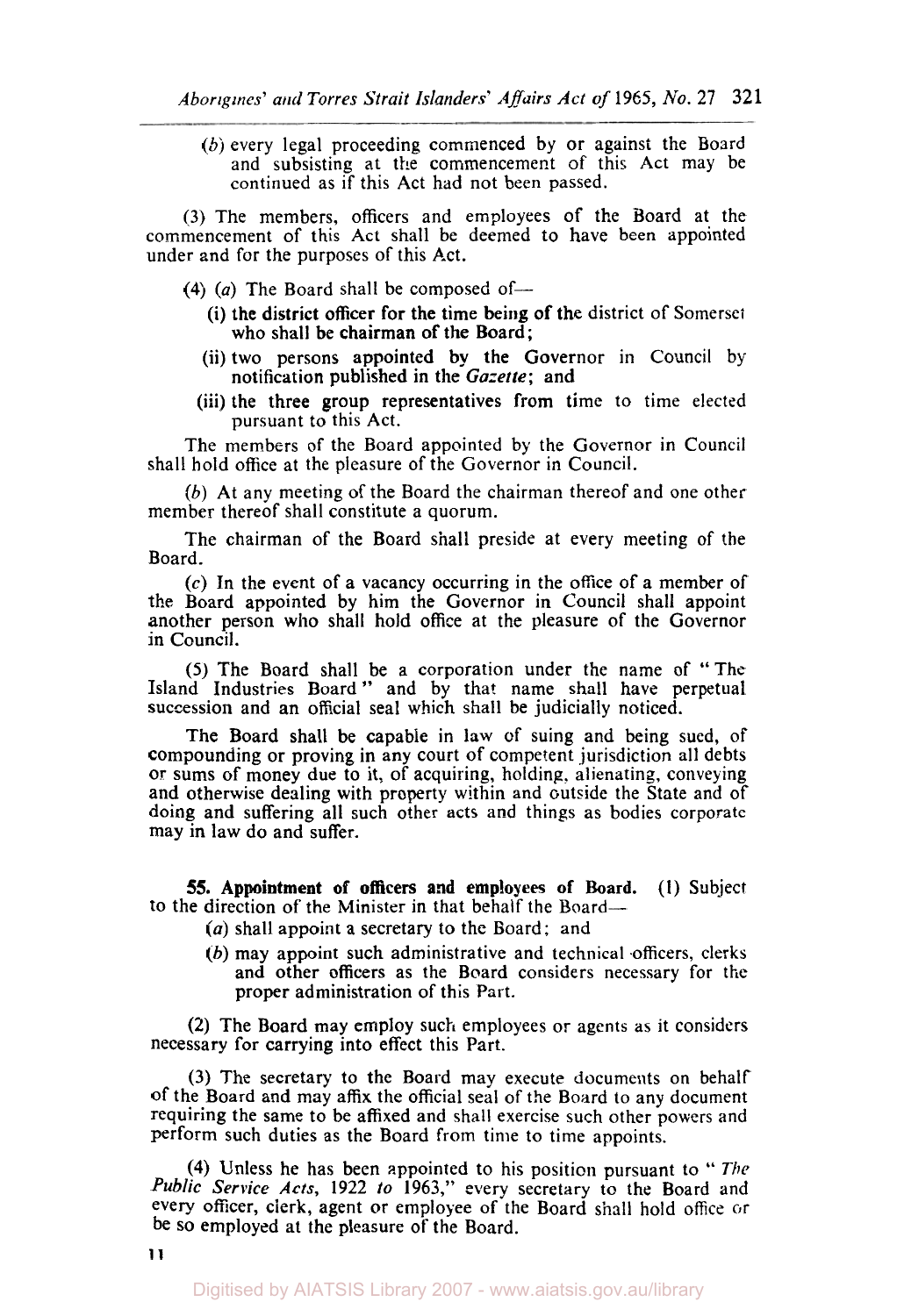(*b*) every legal proceeding commenced by or against the Board and subsisting at the commencement of this Act may be continued as if this Act had not been passed.

(3) The members, officers and employees of the Board at the commencement of this Act shall be deemed to have been appointed under and for the purposes of this Act.

(4) (*a*) The Board shall be composed of—

(i) the district officer for the time being of the district of Somerset who shall be chairman of the Board;

(ii) two persons appointed by the Governor in Council by notification published in the *Gazette*; and

(iii) the three group representatives from time to time elected pursuant to this Act.

The members of the Board appointed by the Governor in Council shall hold office at the pleasure of the Governor in Council.

(*b*) At any meeting of the Board the chairman thereof and one other member thereof shall constitute a quorum.

The chairman of the Board shall preside at every meeting of the Board.

(*c*) In the event of a vacancy occurring in the office of a member of the Board appointed by him the Governor in Council shall appoint another person who shall hold office at the pleasure of the Governor in Council.

(5) The Board shall be a corporation under the name of "The Island Industries Board" and by that name shall have perpetual succession and an official seal which shall be judicially noticed.

The Board shall be capable in law of suing and being sued, of compounding or proving in any court of competent jurisdiction all debts or sums of money due to it, of acquiring, holding, alienating, conveying and otherwise dealing with property within and outside the State and of doing and suffering all such other acts and things as bodies corporate may in law do and suffer.

**55. Appointment of officers and employees of Board.** (1) Subject to the direction of the Minister in that behalf the Board—

(*a*) shall appoint a secretary to the Board; and

(*b*) may appoint such administrative and technical officers, clerks and other officers as the Board considers necessary for the proper administration of this Part.

(2) The Board may employ such employees or agents as it considers necessary for carrying into effect this Part.

(3) The secretary to the Board may execute documents on behalf of the Board and may affix the official seal of the Board to any document requiring the same to be affixed and shall exercise such other powers and perform such duties as the Board from time to time appoints.

(4) Unless he has been appointed to his position pursuant to "*The Public Service Acts*, 1922 *to* 1963," every secretary to the Board and every officer, clerk, agent or employee of the Board shall hold office or be so employed at the pleasure of the Board.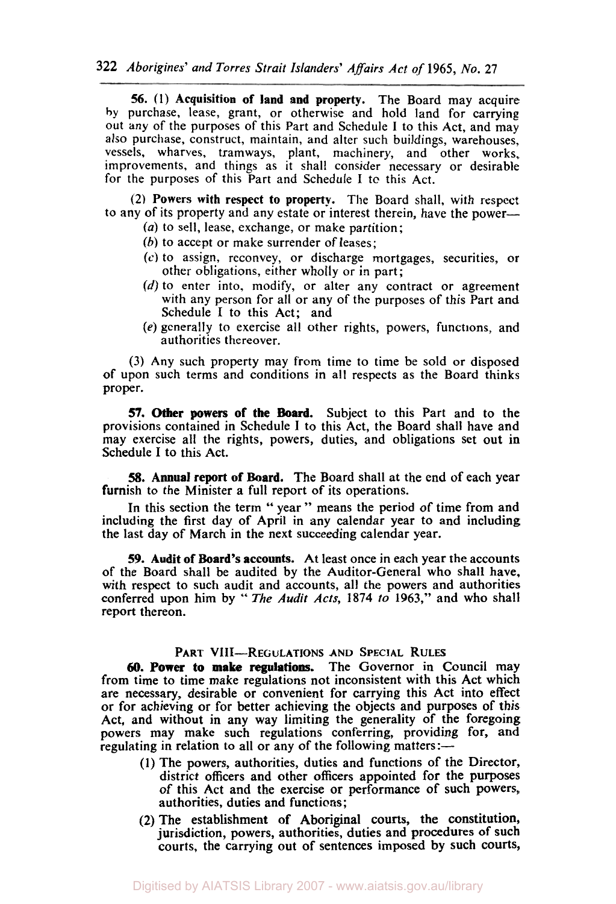**56.** (1) **Acquisition of land and property.** The Board may acquire by purchase, lease, grant, or otherwise and hold land for carrying out any of the purposes of this Part and Schedule I to this Act, and may also purchase, construct, maintain, and alter such buildings, warehouses, vessels, wharves, tramways, plant, machinery, and other works, improvements, and things as it shall consider necessary or desirable for the purposes of this Part and Schedule I to this Act.

(2) **Powers with respect to property.** The Board shall, with respect to any of its property and any estate or interest therein, have the power—

- (*a*) to sell, lease, exchange, or make partition;
- (*b*) to accept or make surrender of leases;
- (*c*) to assign, reconvey, or discharge mortgages, securities, or other obligations, either wholly or in part;
- (*d*) to enter into, modify, or alter any contract or agreement with any person for all or any of the purposes of this Part and Schedule I to this Act; and
- (*e*) generally to exercise all other rights, powers, functions, and authorities thereover.

(3) Any such property may from time to time be sold or disposed of upon such terms and conditions in all respects as the Board thinks proper.

**57. Other powers of the Board.** Subject to this Part and to the provisions contained in Schedule I to this Act, the Board shall have and may exercise all the rights, powers, duties, and obligations set out in Schedule I to this Act.

**58. Annual report of Board.** The Board shall at the end of each year furnish to the Minister a full report of its operations.

In this section the term " year " means the period of time from and including the first day of April in any calendar year to and including the last day of March in the next succeeding calendar year.

**59. Audit of Board's accounts.** At least once in each year the accounts of the Board shall be audited by the Auditor-General who shall have, with respect to such audit and accounts, all the powers and authorities conferred upon him by " *The Audit Acts*, 1874 *to* 1963," and who shall report thereon.

## PART VIII—REGULATIONS AND SPECIAL RULES

**60. Power to make regulations.** The Governor in Council may from time to time make regulations not inconsistent with this Act which are necessary, desirable or convenient for carrying this Act into effect or for achieving or for better achieving the objects and purposes of this Act, and without in any way limiting the generality of the foregoing powers may make such regulations conferring, providing for, and regulating in relation to all or any of the following matters:—

(1) The powers, authorities, duties and functions of the Director, district officers and other officers appointed for the purposes of this Act and the exercise or performance of such powers, authorities, duties and functions;

(2) The establishment of Aboriginal courts, the constitution, jurisdiction, powers, authorities, duties and procedures of such courts, the carrying out of sentences imposed by such courts,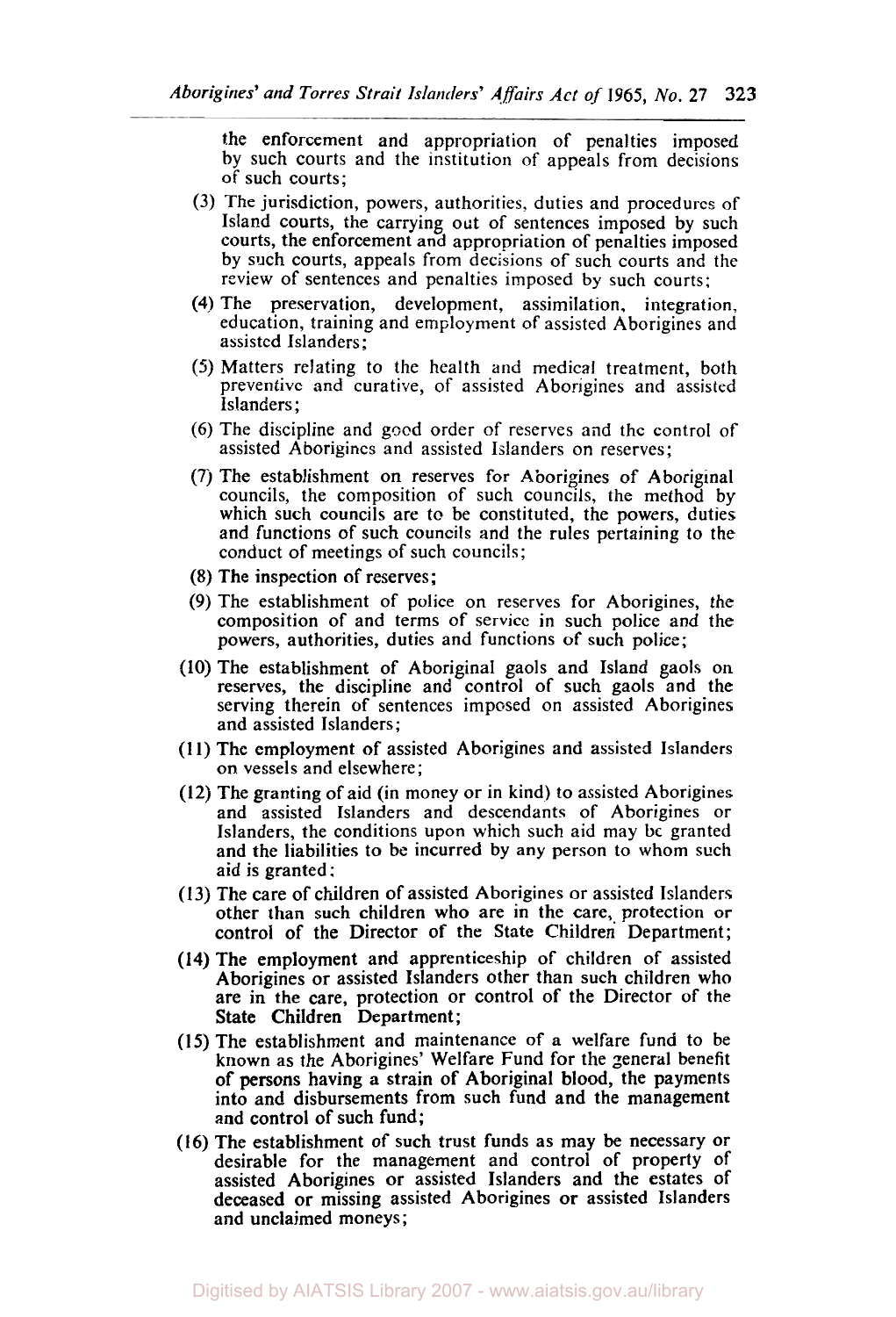the enforcement and appropriation of penalties imposed by such courts and the institution of appeals from decisions of such courts;

(3) The jurisdiction, powers, authorities, duties and procedures of Island courts, the carrying out of sentences imposed by such courts, the enforcement and appropriation of penalties imposed by such courts, appeals from decisions of such courts and the review of sentences and penalties imposed by such courts;

(4) The preservation, development, assimilation, integration, education, training and employment of assisted Aborigines and assisted Islanders;

(5) Matters relating to the health and medical treatment, both preventive and curative, of assisted Aborigines and assisted Islanders;

(6) The discipline and good order of reserves and the control of assisted Aborigines and assisted Islanders on reserves;

(7) The establishment on reserves for Aborigines of Aboriginal councils, the composition of such councils, the method by which such councils are to be constituted, the powers, duties and functions of such councils and the rules pertaining to the conduct of meetings of such councils;

(8) The inspection of reserves;

(9) The establishment of police on reserves for Aborigines, the composition of and terms of service in such police and the powers, authorities, duties and functions of such police;

(10) The establishment of Aboriginal gaols and Island gaols on reserves, the discipline and control of such gaols and the serving therein of sentences imposed on assisted Aborigines and assisted Islanders;

(11) The employment of assisted Aborigines and assisted Islanders on vessels and elsewhere;

(12) The granting of aid (in money or in kind) to assisted Aborigines and assisted Islanders and descendants of Aborigines or Islanders, the conditions upon which such aid may be granted and the liabilities to be incurred by any person to whom such aid is granted;

(13) The care of children of assisted Aborigines or assisted Islanders other than such children who are in the care, protection or control of the Director of the State Children Department;

(14) The employment and apprenticeship of children of assisted Aborigines or assisted Islanders other than such children who are in the care, protection or control of the Director of the State Children Department;

(15) The establishment and maintenance of a welfare fund to be known as the Aborigines' Welfare Fund for the general benefit of persons having a strain of Aboriginal blood, the payments into and disbursements from such fund and the management and control of such fund;

(16) The establishment of such trust funds as may be necessary or desirable for the management and control of property of assisted Aborigines or assisted Islanders and the estates of deceased or missing assisted Aborigines or assisted Islanders and unclaimed moneys;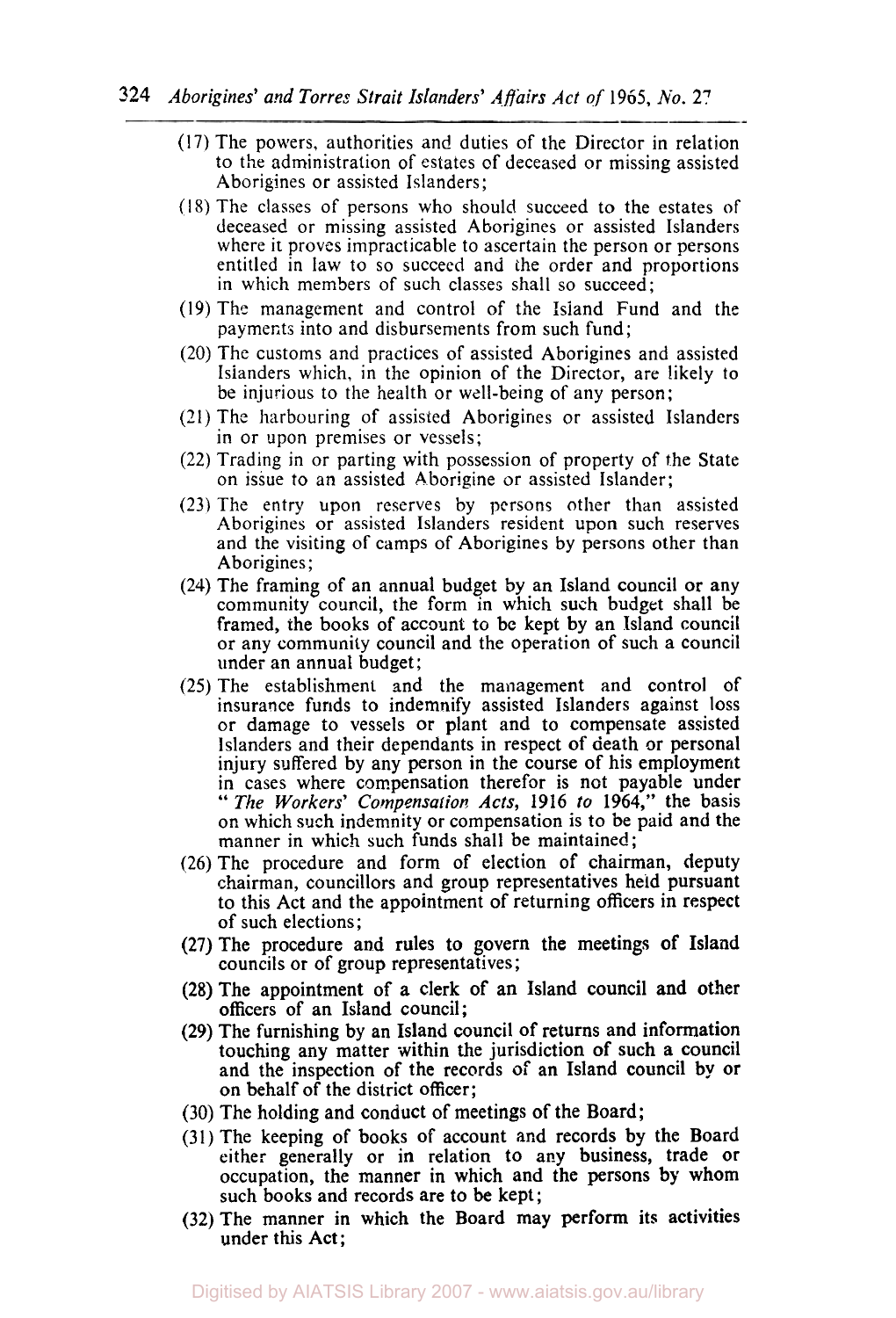(17) The powers, authorities and duties of the Director in relation to the administration of estates of deceased or missing assisted Aborigines or assisted Islanders;

(18) The classes of persons who should succeed to the estates of deceased or missing assisted Aborigines or assisted Islanders where it proves impracticable to ascertain the person or persons entitled in law to so succeed and the order and proportions in which members of such classes shall so succeed;

(19) The management and control of the Island Fund and the payments into and disbursements from such fund;

(20) The customs and practices of assisted Aborigines and assisted Islanders which, in the opinion of the Director, are likely to be injurious to the health or well-being of any person;

(21) The harbouring of assisted Aborigines or assisted Islanders in or upon premises or vessels;

(22) Trading in or parting with possession of property of the State on issue to an assisted Aborigine or assisted Islander;

(23) The entry upon reserves by persons other than assisted Aborigines or assisted Islanders resident upon such reserves and the visiting of camps of Aborigines by persons other than Aborigines;

(24) The framing of an annual budget by an Island council or any community council, the form in which such budget shall be framed, the books of account to be kept by an Island council or any community council and the operation of such a council under an annual budget;

(25) The establishment and the management and control of insurance funds to indemnify assisted Islanders against loss or damage to vessels or plant and to compensate assisted Islanders and their dependants in respect of death or personal injury suffered by any person in the course of his employment in cases where compensation therefor is not payable under "*The Workers' Compensation Acts*, 1916 *to* 1964," the basis on which such indemnity or compensation is to be paid and the manner in which such funds shall be maintained;

(26) The procedure and form of election of chairman, deputy chairman, councillors and group representatives held pursuant to this Act and the appointment of returning officers in respect of such elections;

(27) The procedure and rules to govern the meetings of Island councils or of group representatives;

(28) The appointment of a clerk of an Island council and other officers of an Island council;

(29) The furnishing by an Island council of returns and information touching any matter within the jurisdiction of such a council and the inspection of the records of an Island council by or on behalf of the district officer;

(30) The holding and conduct of meetings of the Board;

(31) The keeping of books of account and records by the Board either generally or in relation to any business, trade or occupation, the manner in which and the persons by whom such books and records are to be kept;

(32) The manner in which the Board may perform its activities under this Act;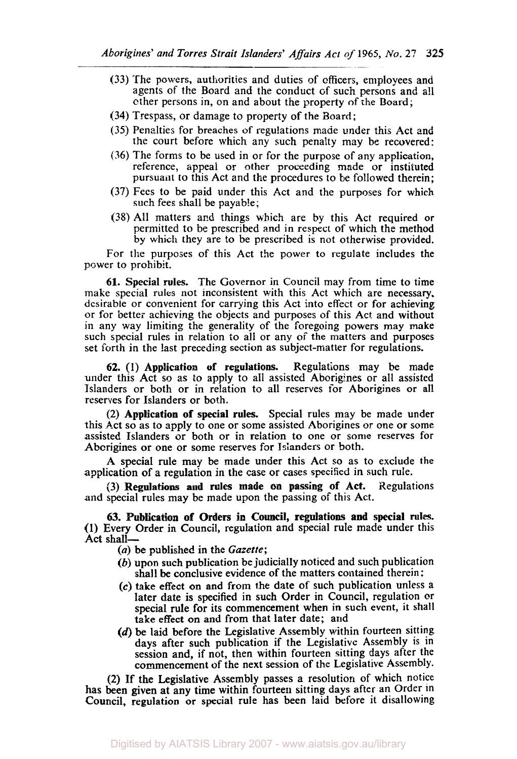(33) The powers, authorities and duties of officers, employees and agents of the Board and the conduct of such persons and all other persons in, on and about the property of the Board;

(34) Trespass, or damage to property of the Board;

(35) Penalties for breaches of regulations made under this Act and the court before which any such penalty may be recovered:

(36) The forms to be used in or for the purpose of any application, reference, appeal or other proceeding made or instituted pursuant to this Act and the procedures to be followed therein;

(37) Fees to be paid under this Act and the purposes for which such fees shall be payable;

(38) All matters and things which are by this Act required or permitted to be prescribed and in respect of which the method by which they are to be prescribed is not otherwise provided.

For the purposes of this Act the power to regulate includes the power to prohibit.

**61. Special rules.** The Governor in Council may from time to time make special rules not inconsistent with this Act which are necessary, desirable or convenient for carrying this Act into effect or for achieving or for better achieving the objects and purposes of this Act and without in any way limiting the generality of the foregoing powers may make such special rules in relation to all or any of the matters and purposes set forth in the last preceding section as subject-matter for regulations.

**62.** (1) **Application of regulations.** Regulations may be made under this Act so as to apply to all assisted Aborigines or all assisted Islanders or both or in relation to all reserves for Aborigines or all reserves for Islanders or both.

(2) **Application of special rules.** Special rules may be made under this Act so as to apply to one or some assisted Aborigines or one or some assisted Islanders or both or in relation to one or some reserves for Aborigines or one or some reserves for Islanders or both.

A special rule may be made under this Act so as to exclude the application of a regulation in the case or cases specified in such rule.

(3) **Regulations and rules made on passing of Act.** Regulations and special rules may be made upon the passing of this Act.

**63. Publication of Orders in Council, regulations and special rules.** (1) Every Order in Council, regulation and special rule made under this Act shall—

(*a*) be published in the *Gazette*;

(*b*) upon such publication be judicially noticed and such publication shall be conclusive evidence of the matters contained therein;

(*c*) take effect on and from the date of such publication unless a later date is specified in such Order in Council, regulation or special rule for its commencement when in such event, it shall take effect on and from that later date; and

(*d*) be laid before the Legislative Assembly within fourteen sitting days after such publication if the Legislative Assembly is in session and, if not, then within fourteen sitting days after the commencement of the next session of the Legislative Assembly.

(2) If the Legislative Assembly passes a resolution of which notice has been given at any time within fourteen sitting days after an Order in Council, regulation or special rule has been laid before it disallowing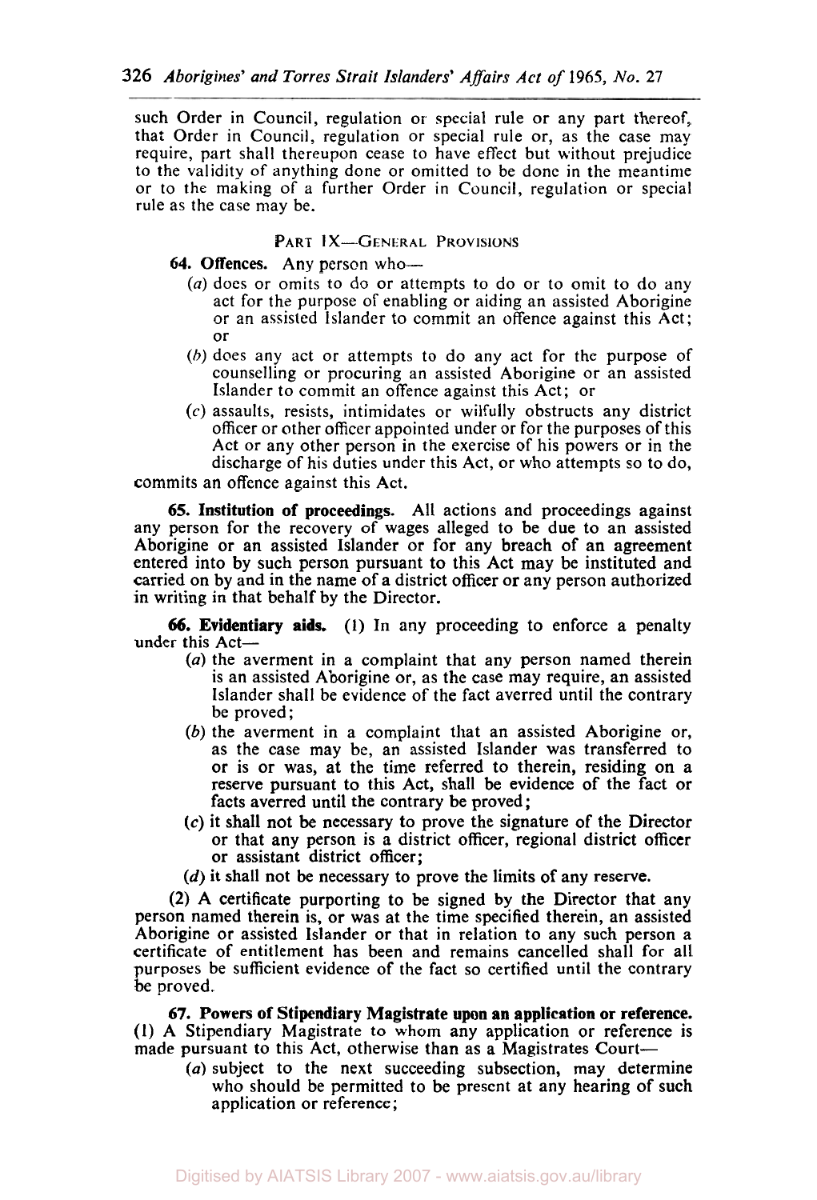such Order in Council, regulation or special rule or any part thereof, that Order in Council, regulation or special rule or, as the case may require, part shall thereupon cease to have effect but without prejudice to the validity of anything done or omitted to be done in the meantime or to the making of a further Order in Council, regulation or special rule as the case may be.

## PART IX—GENERAL PROVISIONS

**64. Offences.** Any person who—

(*a*) does or omits to do or attempts to do or to omit to do any act for the purpose of enabling or aiding an assisted Aborigine or an assisted Islander to commit an offence against this Act; or

(*b*) does any act or attempts to do any act for the purpose of counselling or procuring an assisted Aborigine or an assisted Islander to commit an offence against this Act; or

(*c*) assaults, resists, intimidates or wilfully obstructs any district officer or other officer appointed under or for the purposes of this Act or any other person in the exercise of his powers or in the discharge of his duties under this Act, or who attempts so to do,

commits an offence against this Act.

**65. Institution of proceedings.** All actions and proceedings against any person for the recovery of wages alleged to be due to an assisted Aborigine or an assisted Islander or for any breach of an agreement entered into by such person pursuant to this Act may be instituted and carried on by and in the name of a district officer or any person authorized in writing in that behalf by the Director.

**66. Evidentiary aids.** (1) In any proceeding to enforce a penalty under this Act—

(*a*) the averment in a complaint that any person named therein is an assisted Aborigine or, as the case may require, an assisted Islander shall be evidence of the fact averred until the contrary be proved;

(*b*) the averment in a complaint that an assisted Aborigine or, as the case may be, an assisted Islander was transferred to or is or was, at the time referred to therein, residing on a reserve pursuant to this Act, shall be evidence of the fact or facts averred until the contrary be proved;

(*c*) it shall not be necessary to prove the signature of the Director or that any person is a district officer, regional district officer or assistant district officer;

(*d*) it shall not be necessary to prove the limits of any reserve.

(2) A certificate purporting to be signed by the Director that any person named therein is, or was at the time specified therein, an assisted Aborigine or assisted Islander or that in relation to any such person a certificate of entitlement has been and remains cancelled shall for all purposes be sufficient evidence of the fact so certified until the contrary be proved.

**67. Powers of Stipendiary Magistrate upon an application or reference.** (1) A Stipendiary Magistrate to whom any application or reference is made pursuant to this Act, otherwise than as a Magistrates Court—

(*a*) subject to the next succeeding subsection, may determine who should be permitted to be present at any hearing of such application or reference;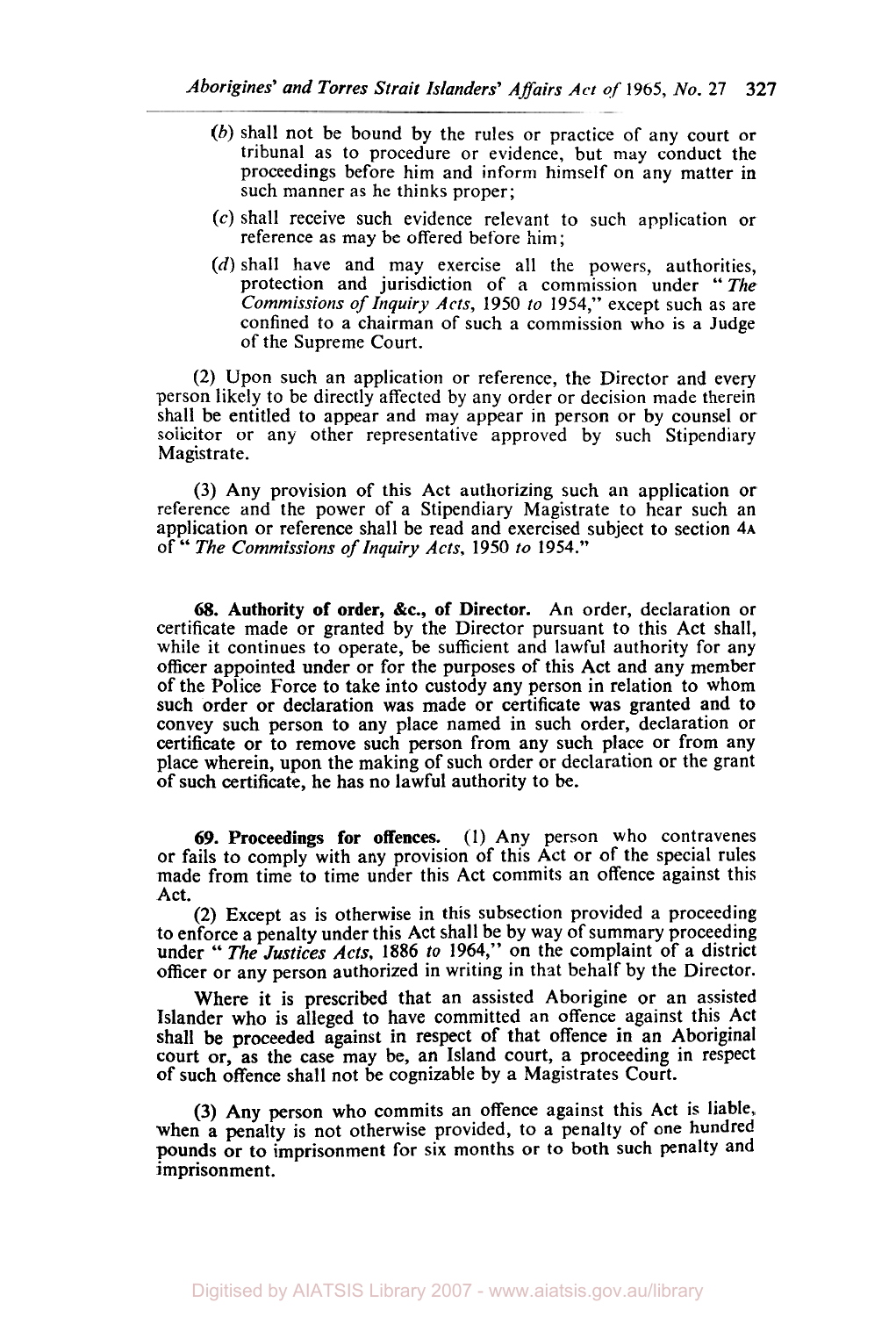(*b*) shall not be bound by the rules or practice of any court or tribunal as to procedure or evidence, but may conduct the proceedings before him and inform himself on any matter in such manner as he thinks proper;

(*c*) shall receive such evidence relevant to such application or reference as may be offered before him;

(*d*) shall have and may exercise all the powers, authorities, protection and jurisdiction of a commission under "*The Commissions of Inquiry Acts*, 1950 *to* 1954," except such as are confined to a chairman of such a commission who is a Judge of the Supreme Court.

(2) Upon such an application or reference, the Director and every person likely to be directly affected by any order or decision made therein shall be entitled to appear and may appear in person or by counsel or solicitor or any other representative approved by such Stipendiary Magistrate.

(3) Any provision of this Act authorizing such an application or reference and the power of a Stipendiary Magistrate to hear such an application or reference shall be read and exercised subject to section 4A of "*The Commissions of Inquiry Acts*, 1950 *to* 1954."

**68. Authority of order, &c., of Director.** An order, declaration or certificate made or granted by the Director pursuant to this Act shall, while it continues to operate, be sufficient and lawful authority for any officer appointed under or for the purposes of this Act and any member of the Police Force to take into custody any person in relation to whom such order or declaration was made or certificate was granted and to convey such person to any place named in such order, declaration or certificate or to remove such person from any such place or from any place wherein, upon the making of such order or declaration or the grant of such certificate, he has no lawful authority to be.

**69. Proceedings for offences.** (1) Any person who contravenes or fails to comply with any provision of this Act or of the special rules made from time to time under this Act commits an offence against this Act.

(2) Except as is otherwise in this subsection provided a proceeding to enforce a penalty under this Act shall be by way of summary proceeding under "*The Justices Acts*, 1886 *to* 1964," on the complaint of a district officer or any person authorized in writing in that behalf by the Director.

Where it is prescribed that an assisted Aborigine or an assisted Islander who is alleged to have committed an offence against this Act shall be proceeded against in respect of that offence in an Aboriginal court or, as the case may be, an Island court, a proceeding in respect of such offence shall not be cognizable by a Magistrates Court.

(3) Any person who commits an offence against this Act is liable, when a penalty is not otherwise provided, to a penalty of one hundred pounds or to imprisonment for six months or to both such penalty and imprisonment.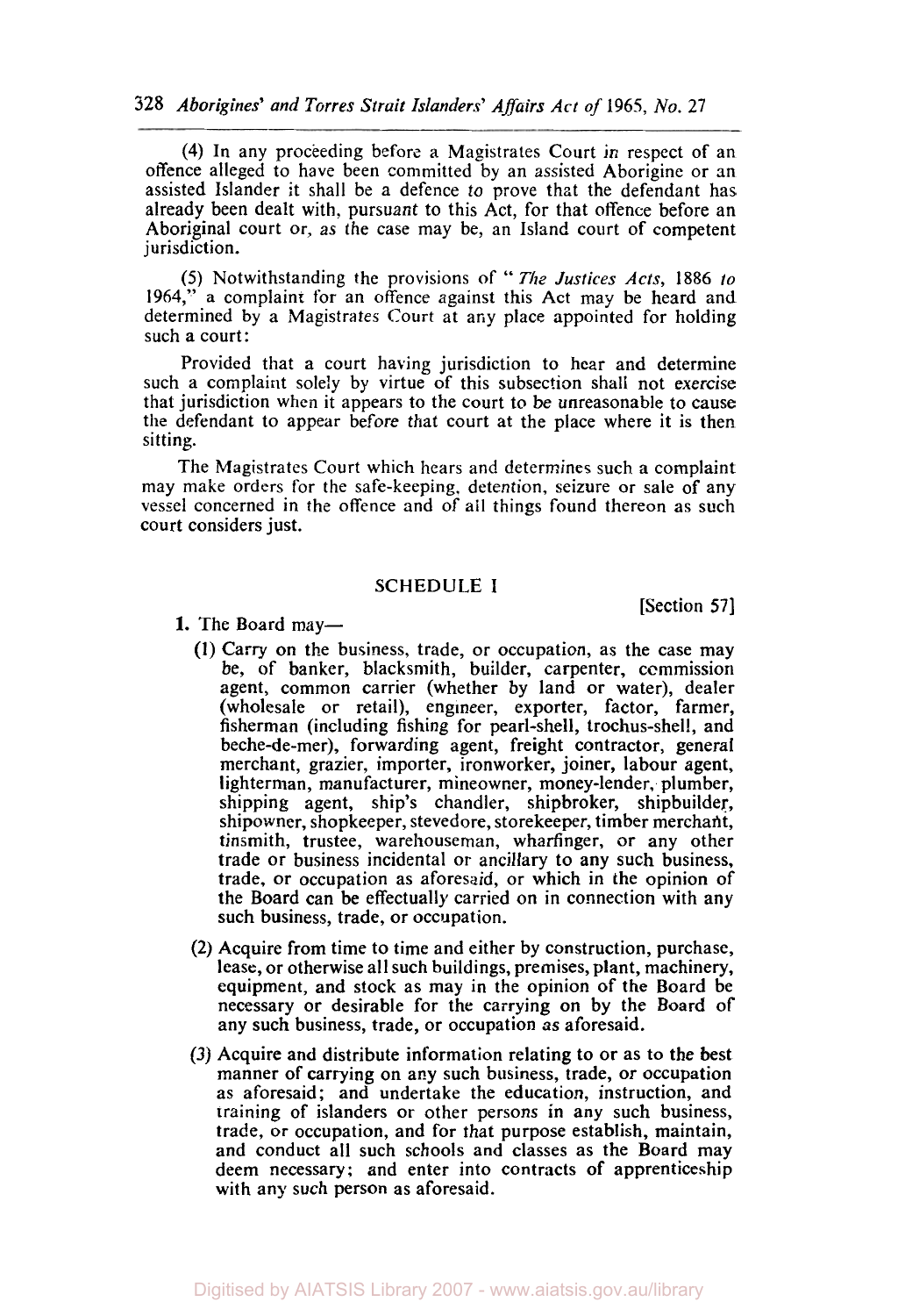(4) In any proceeding before a Magistrates Court in respect of an offence alleged to have been committed by an assisted Aborigine or an assisted Islander it shall be a defence to prove that the defendant has already been dealt with, pursuant to this Act, for that offence before an Aboriginal court or, as the case may be, an Island court of competent jurisdiction.

(5) Notwithstanding the provisions of "*The Justices Acts*, 1886 *to* 1964," a complaint for an offence against this Act may be heard and determined by a Magistrates Court at any place appointed for holding such a court:

Provided that a court having jurisdiction to hear and determine such a complaint solely by virtue of this subsection shall not exercise that jurisdiction when it appears to the court to be unreasonable to cause the defendant to appear before that court at the place where it is then sitting.

The Magistrates Court which hears and determines such a complaint may make orders for the safe-keeping, detention, seizure or sale of any vessel concerned in the offence and of all things found thereon as such court considers just.

## SCHEDULE I

[Section 57]

**1.** The Board may—

(1) Carry on the business, trade, or occupation, as the case may be, of banker, blacksmith, builder, carpenter, commission agent, common carrier (whether by land or water), dealer (wholesale or retail), engineer, exporter, factor, farmer, fisherman (including fishing for pearl-shell, trochus-shell, and beche-de-mer), forwarding agent, freight contractor, general merchant, grazier, importer, ironworker, joiner, labour agent, lighterman, manufacturer, mineowner, money-lender, plumber, shipping agent, ship's chandler, shipbroker, shipbuilder, shipowner, shopkeeper, stevedore, storekeeper, timber merchant, tinsmith, trustee, warehouseman, wharfinger, or any other trade or business incidental or ancillary to any such business, trade, or occupation as aforesaid, or which in the opinion of the Board can be effectually carried on in connection with any such business, trade, or occupation.

(2) Acquire from time to time and either by construction, purchase, lease, or otherwise all such buildings, premises, plant, machinery, equipment, and stock as may in the opinion of the Board be necessary or desirable for the carrying on by the Board of any such business, trade, or occupation as aforesaid.

(3) Acquire and distribute information relating to or as to the best manner of carrying on any such business, trade, or occupation as aforesaid; and undertake the education, instruction, and training of islanders or other persons in any such business, trade, or occupation, and for that purpose establish, maintain, and conduct all such schools and classes as the Board may deem necessary; and enter into contracts of apprenticeship with any such person as aforesaid.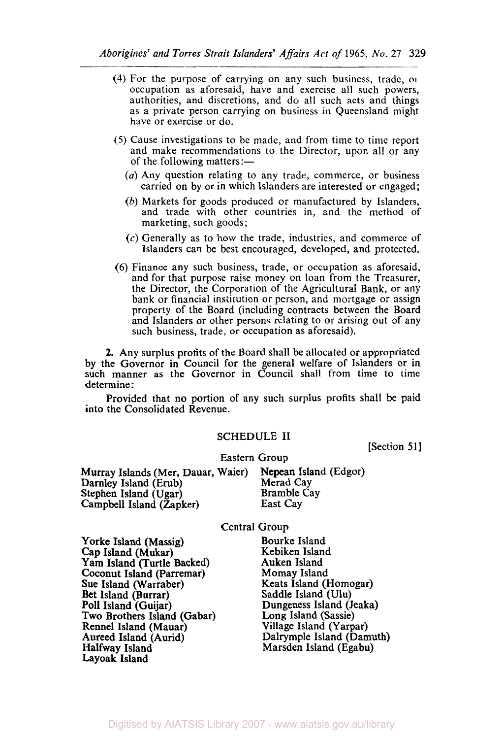(4) For the purpose of carrying on any such business, trade, or occupation as aforesaid, have and exercise all such powers, authorities, and discretions, and do all such acts and things as a private person carrying on business in Queensland might have or exercise or do.

(5) Cause investigations to be made, and from time to time report and make recommendations to the Director, upon all or any of the following matters:—

(*a*) Any question relating to any trade, commerce, or business carried on by or in which Islanders are interested or engaged;

(*b*) Markets for goods produced or manufactured by Islanders, and trade with other countries in, and the method of marketing, such goods;

(*c*) Generally as to how the trade, industries, and commerce of Islanders can be best encouraged, developed, and protected.

(6) Finance any such business, trade, or occupation as aforesaid, and for that purpose raise money on loan from the Treasurer, the Director, the Corporation of the Agricultural Bank, or any bank or financial institution or person, and mortgage or assign property of the Board (including contracts between the Board and Islanders or other persons relating to or arising out of any such business, trade, or occupation as aforesaid).

**2.** Any surplus profits of the Board shall be allocated or appropriated by the Governor in Council for the general welfare of Islanders or in such manner as the Governor in Council shall from time to time determine:

Provided that no portion of any such surplus profits shall be paid into the Consolidated Revenue.

## SCHEDULE II

[Section 51]

### Eastern Group

Murray Islands (Mer, Dauar, Waier)
Darnley Island (Erub)
Stephen Island (Ugar)
Campbell Island (Zapker)
Nepean Island (Edgor)
Merad Cay
Bramble Cay
East Cay

### Central Group

Yorke Island (Massig)
Cap Island (Mukar)
Yam Island (Turtle Backed)
Coconut Island (Parremar)
Sue Island (Warraber)
Bet Island (Burrar)
Poll Island (Guijar)
Two Brothers Island (Gabar)
Rennel Island (Mauar)
Aureed Island (Aurid)
Halfway Island
Layoak Island
Bourke Island
Kebiken Island
Auken Island
Momay Island
Keats Island (Homogar)
Saddle Island (Ulu)
Dungeness Island (Jeaka)
Long Island (Sassie)
Village Island (Yarpar)
Dalrymple Island (Damuth)
Marsden Island (Egabu)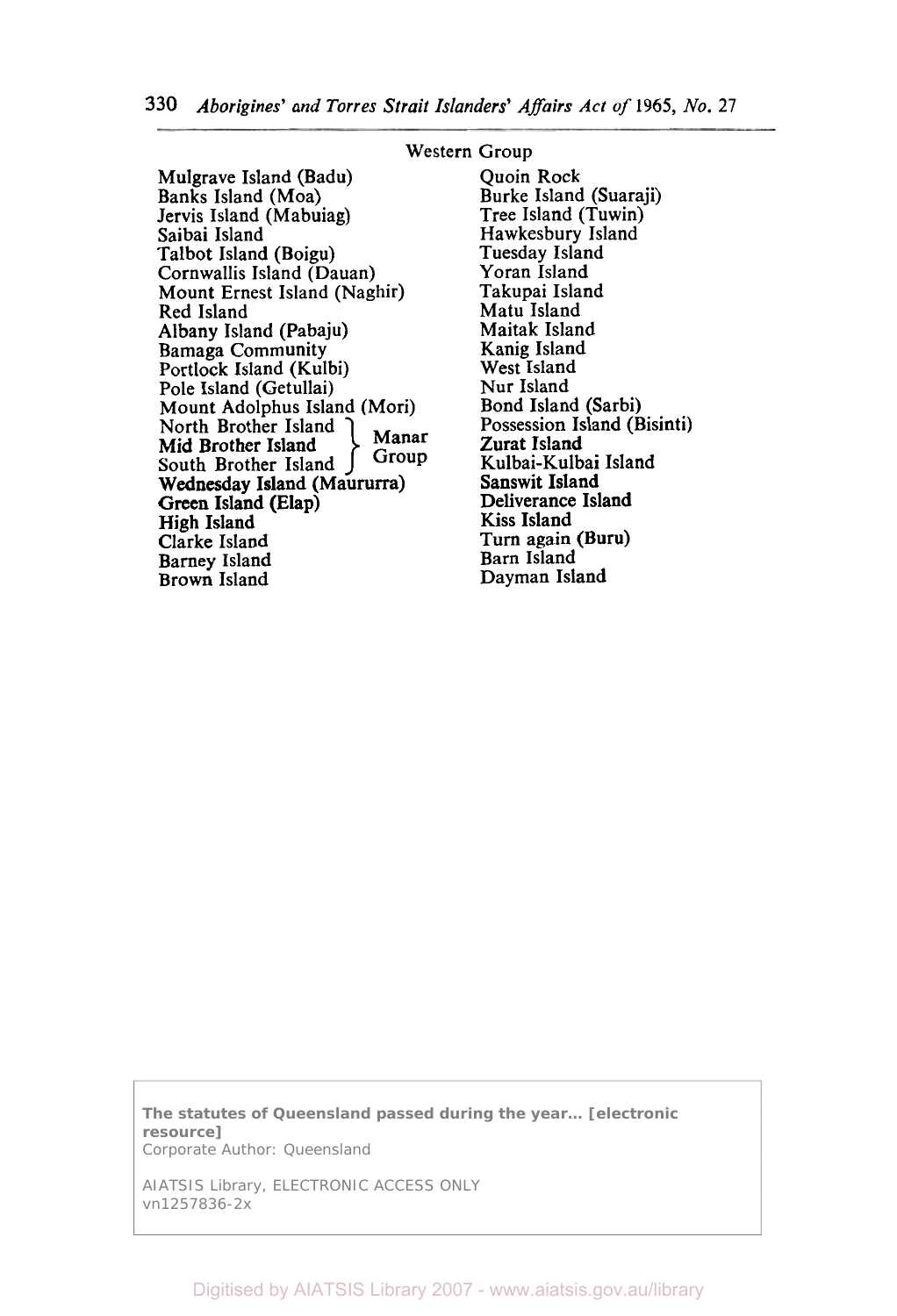Western Group

Mulgrave Island (Badu)
Banks Island (Moa)
Jervis Island (Mabuiag)
Saibai Island
Talbot Island (Boigu)
Cornwallis Island (Dauan)
Mount Ernest Island (Naghir)
Red Island
Albany Island (Pabaju)
Bamaga Community
Portlock Island (Kulbi)
Pole Island (Getullai)
Mount Adolphus Island (Mori)
North Brother Island }
Mid Brother Island } Manar Group
South Brother Island }
Wednesday Island (Maururra)
Green Island (Elap)
High Island
Clarke Island
Barney Island
Brown Island
Quoin Rock
Burke Island (Suaraji)
Tree Island (Tuwin)
Hawkesbury Island
Tuesday Island
Yoran Island
Takupai Island
Matu Island
Maitak Island
Kanig Island
West Island
Nur Island
Bond Island (Sarbi)
Possession Island (Bisinti)
Zurat Island
Kulbai-Kulbai Island
Sanswit Island
Deliverance Island
Kiss Island
Turn again (Buru)
Barn Island
Dayman Island

**The statutes of Queensland passed during the year... [electronic resource]**
Corporate Author: Queensland

AIATSIS Library, ELECTRONIC ACCESS ONLY
vn1257836-2x

Digitised by AIATSIS Library 2007 - www.aiatsis.gov.au/library